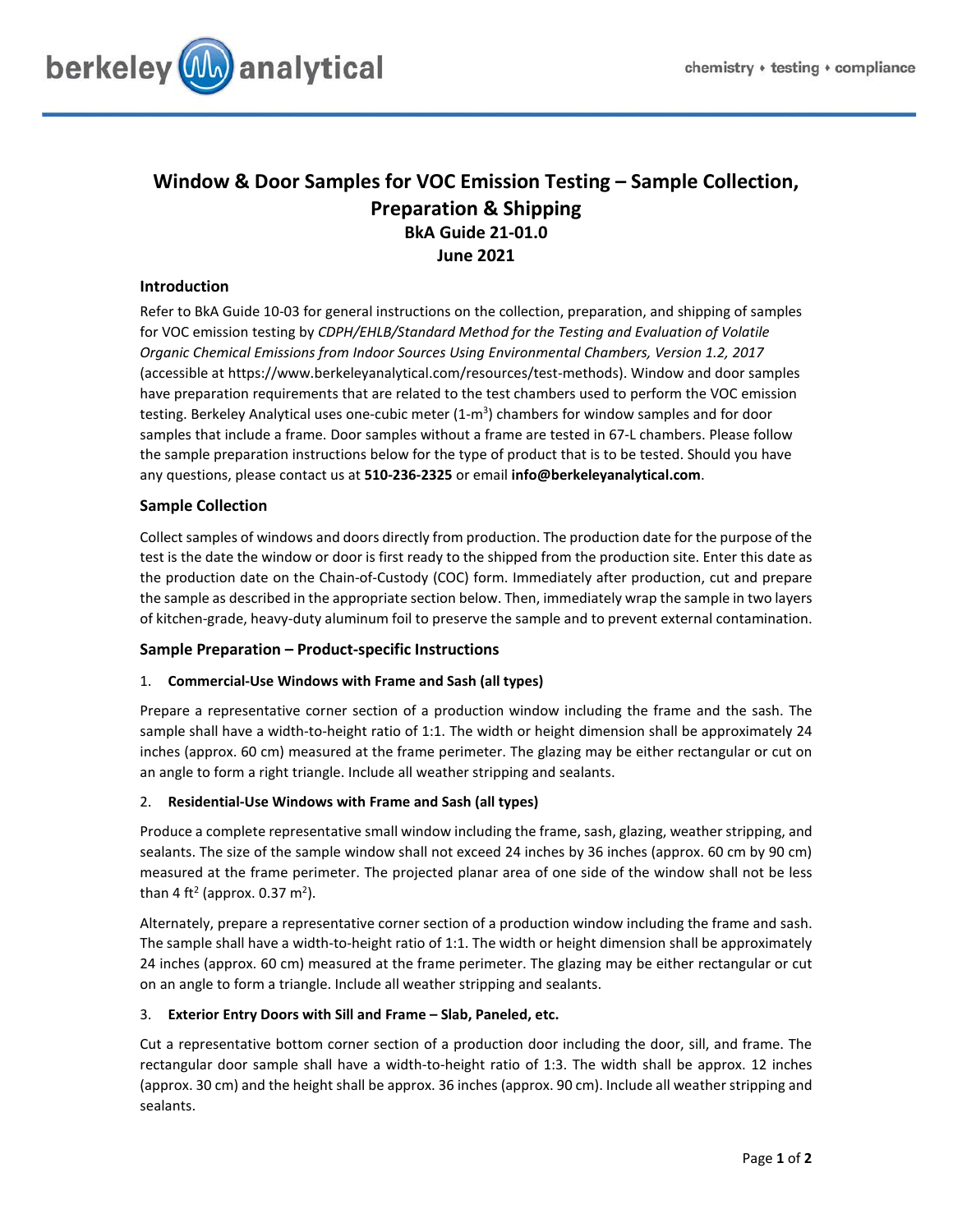# Window & Door Samples for VOC Emission Testing – Sample Collection, Preparation & Shipping

**BkA Guide 21-01.0**

**June 2021**

## Introduction

Refer to BkA Guide 10-03 for general instructions on the collection, preparation, and shipping of samples for VOC emission testing by *CDPH/EHLB/Standard Method for the Testing and Evaluation of Volatile Organic Chemical Emissions from Indoor Sources Using Environmental Chambers, Version 1.2, 2017* (accessible at https://www.berkeleyanalytical.com/resources/test-methods). Window and door samples have preparation requirements that are related to the test chambers used to perform the VOC emission testing. Berkeley Analytical uses one-cubic meter (1-m$^3$) chambers for window samples and for door samples that include a frame. Door samples without a frame are tested in 67-L chambers. Please follow the sample preparation instructions below for the type of product that is to be tested. Should you have any questions, please contact us at **510-236-2325** or email **info@berkeleyanalytical.com**.

## Sample Collection

Collect samples of windows and doors directly from production. The production date for the purpose of the test is the date the window or door is first ready to the shipped from the production site. Enter this date as the production date on the Chain-of-Custody (COC) form. Immediately after production, cut and prepare the sample as described in the appropriate section below. Then, immediately wrap the sample in two layers of kitchen-grade, heavy-duty aluminum foil to preserve the sample and to prevent external contamination.

## Sample Preparation – Product-specific Instructions

### 1. Commercial-Use Windows with Frame and Sash (all types)

Prepare a representative corner section of a production window including the frame and the sash. The sample shall have a width-to-height ratio of 1:1. The width or height dimension shall be approximately 24 inches (approx. 60 cm) measured at the frame perimeter. The glazing may be either rectangular or cut on an angle to form a right triangle. Include all weather stripping and sealants.

### 2. Residential-Use Windows with Frame and Sash (all types)

Produce a complete representative small window including the frame, sash, glazing, weather stripping, and sealants. The size of the sample window shall not exceed 24 inches by 36 inches (approx. 60 cm by 90 cm) measured at the frame perimeter. The projected planar area of one side of the window shall not be less than 4 ft$^2$ (approx. 0.37 m$^2$).

Alternately, prepare a representative corner section of a production window including the frame and sash. The sample shall have a width-to-height ratio of 1:1. The width or height dimension shall be approximately 24 inches (approx. 60 cm) measured at the frame perimeter. The glazing may be either rectangular or cut on an angle to form a triangle. Include all weather stripping and sealants.

### 3. Exterior Entry Doors with Sill and Frame – Slab, Paneled, etc.

Cut a representative bottom corner section of a production door including the door, sill, and frame. The rectangular door sample shall have a width-to-height ratio of 1:3. The width shall be approx. 12 inches (approx. 30 cm) and the height shall be approx. 36 inches (approx. 90 cm). Include all weather stripping and sealants.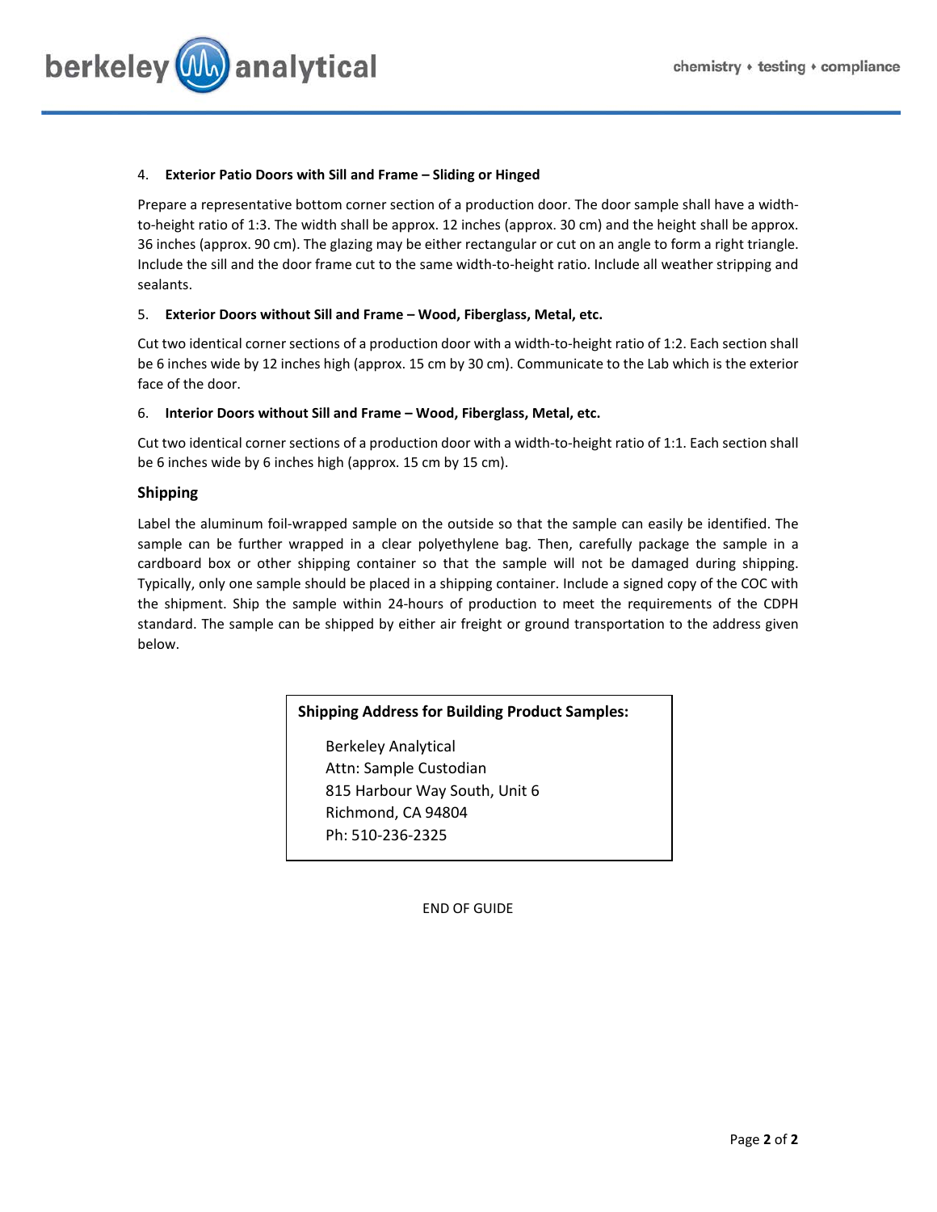4. **Exterior Patio Doors with Sill and Frame – Sliding or Hinged**

Prepare a representative bottom corner section of a production door. The door sample shall have a width-to-height ratio of 1:3. The width shall be approx. 12 inches (approx. 30 cm) and the height shall be approx. 36 inches (approx. 90 cm). The glazing may be either rectangular or cut on an angle to form a right triangle. Include the sill and the door frame cut to the same width-to-height ratio. Include all weather stripping and sealants.

5. **Exterior Doors without Sill and Frame – Wood, Fiberglass, Metal, etc.**

Cut two identical corner sections of a production door with a width-to-height ratio of 1:2. Each section shall be 6 inches wide by 12 inches high (approx. 15 cm by 30 cm). Communicate to the Lab which is the exterior face of the door.

6. **Interior Doors without Sill and Frame – Wood, Fiberglass, Metal, etc.**

Cut two identical corner sections of a production door with a width-to-height ratio of 1:1. Each section shall be 6 inches wide by 6 inches high (approx. 15 cm by 15 cm).

## Shipping

Label the aluminum foil-wrapped sample on the outside so that the sample can easily be identified. The sample can be further wrapped in a clear polyethylene bag. Then, carefully package the sample in a cardboard box or other shipping container so that the sample will not be damaged during shipping. Typically, only one sample should be placed in a shipping container. Include a signed copy of the COC with the shipment. Ship the sample within 24-hours of production to meet the requirements of the CDPH standard. The sample can be shipped by either air freight or ground transportation to the address given below.

**Shipping Address for Building Product Samples:**

Berkeley Analytical
Attn: Sample Custodian
815 Harbour Way South, Unit 6
Richmond, CA 94804
Ph: 510-236-2325

END OF GUIDE